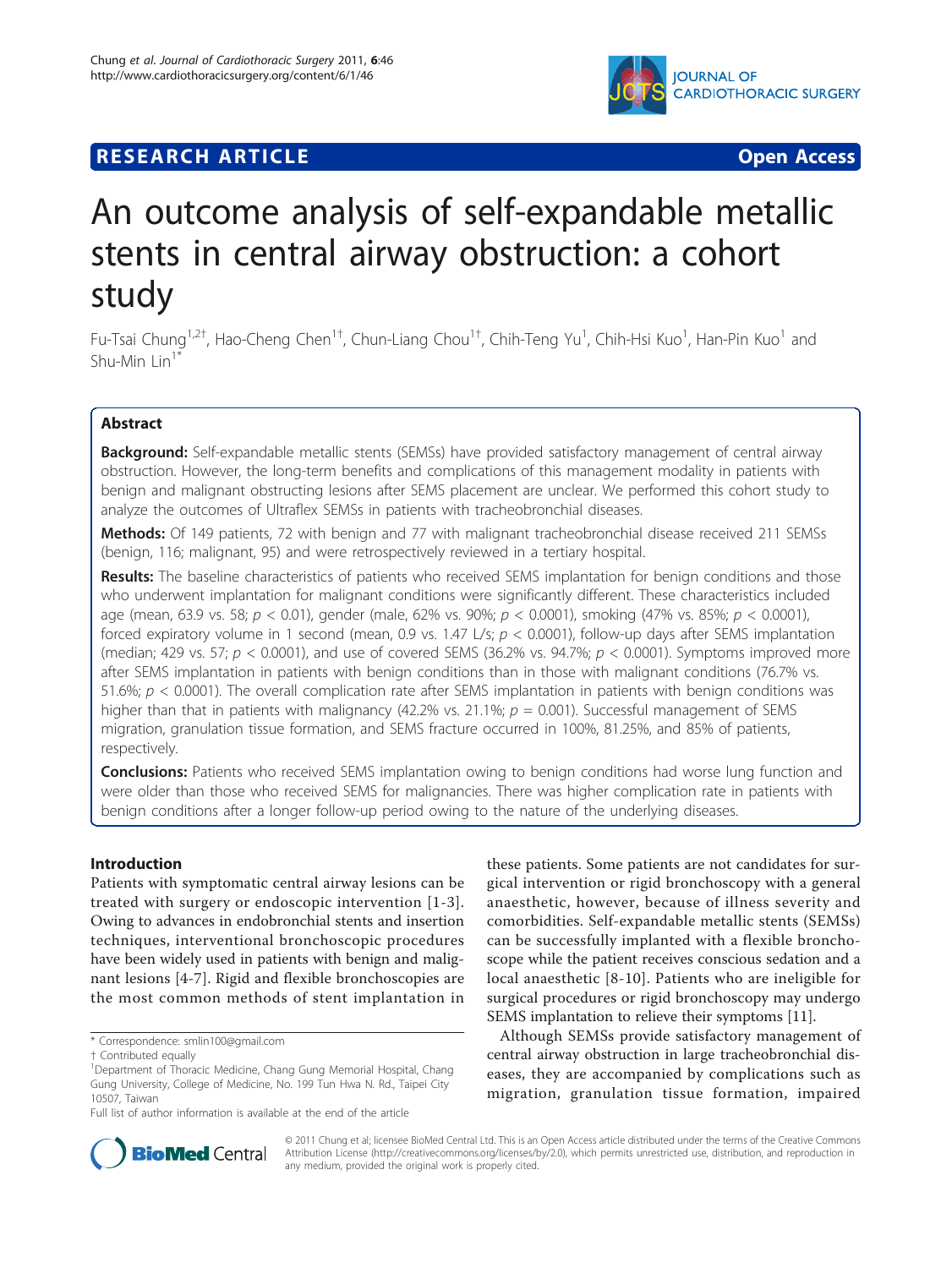RESEARCH ARTICLE Open Access

# An outcome analysis of self-expandable metallic stents in central airway obstruction: a cohort study

Fu-Tsai Chung[1,2†], Hao-Cheng Chen[1†], Chun-Liang Chou[1†], Chih-Teng Yu[1], Chih-Hsi Kuo[1], Han-Pin Kuo[1] and Shu-Min Lin[1*]

## Abstract

**Background:** Self-expandable metallic stents (SEMSs) have provided satisfactory management of central airway obstruction. However, the long-term benefits and complications of this management modality in patients with benign and malignant obstructing lesions after SEMS placement are unclear. We performed this cohort study to analyze the outcomes of Ultraflex SEMSs in patients with tracheobronchial diseases.

**Methods:** Of 149 patients, 72 with benign and 77 with malignant tracheobronchial disease received 211 SEMSs (benign, 116; malignant, 95) and were retrospectively reviewed in a tertiary hospital.

**Results:** The baseline characteristics of patients who received SEMS implantation for benign conditions and those who underwent implantation for malignant conditions were significantly different. These characteristics included age (mean, 63.9 vs. 58; $p < 0.01$), gender (male, 62% vs. 90%; $p < 0.0001$), smoking (47% vs. 85%; $p < 0.0001$), forced expiratory volume in 1 second (mean, 0.9 vs. 1.47 L/s; $p < 0.0001$), follow-up days after SEMS implantation (median; 429 vs. 57; $p < 0.0001$), and use of covered SEMS (36.2% vs. 94.7%; $p < 0.0001$). Symptoms improved more after SEMS implantation in patients with benign conditions than in those with malignant conditions (76.7% vs. 51.6%; $p < 0.0001$). The overall complication rate after SEMS implantation in patients with benign conditions was higher than that in patients with malignancy (42.2% vs. 21.1%; $p = 0.001$). Successful management of SEMS migration, granulation tissue formation, and SEMS fracture occurred in 100%, 81.25%, and 85% of patients, respectively.

**Conclusions:** Patients who received SEMS implantation owing to benign conditions had worse lung function and were older than those who received SEMS for malignancies. There was higher complication rate in patients with benign conditions after a longer follow-up period owing to the nature of the underlying diseases.

## Introduction

Patients with symptomatic central airway lesions can be treated with surgery or endoscopic intervention [1-3]. Owing to advances in endobronchial stents and insertion techniques, interventional bronchoscopic procedures have been widely used in patients with benign and malignant lesions [4-7]. Rigid and flexible bronchoscopies are the most common methods of stent implantation in these patients. Some patients are not candidates for surgical intervention or rigid bronchoscopy with a general anaesthetic, however, because of illness severity and comorbidities. Self-expandable metallic stents (SEMSs) can be successfully implanted with a flexible bronchoscope while the patient receives conscious sedation and a local anaesthetic [8-10]. Patients who are ineligible for surgical procedures or rigid bronchoscopy may undergo SEMS implantation to relieve their symptoms [11].

Although SEMSs provide satisfactory management of central airway obstruction in large tracheobronchial diseases, they are accompanied by complications such as migration, granulation tissue formation, impaired

\* Correspondence: smlin100@gmail.com
† Contributed equally
[1]Department of Thoracic Medicine, Chang Gung Memorial Hospital, Chang Gung University, College of Medicine, No. 199 Tun Hwa N. Rd., Taipei City 10507, Taiwan
Full list of author information is available at the end of the article

© 2011 Chung et al; licensee BioMed Central Ltd. This is an Open Access article distributed under the terms of the Creative Commons Attribution License (http://creativecommons.org/licenses/by/2.0), which permits unrestricted use, distribution, and reproduction in any medium, provided the original work is properly cited.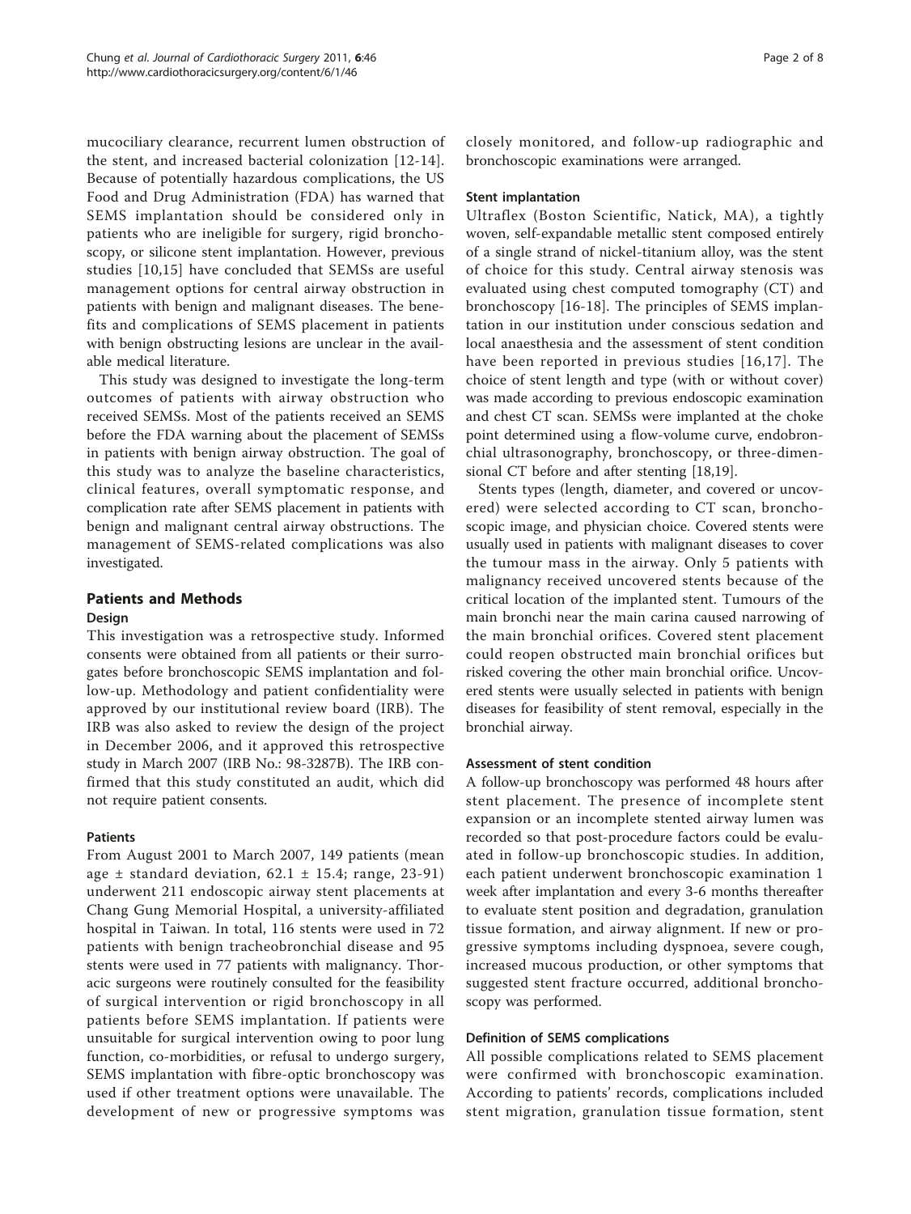mucociliary clearance, recurrent lumen obstruction of the stent, and increased bacterial colonization [12-14]. Because of potentially hazardous complications, the US Food and Drug Administration (FDA) has warned that SEMS implantation should be considered only in patients who are ineligible for surgery, rigid bronchoscopy, or silicone stent implantation. However, previous studies [10,15] have concluded that SEMSs are useful management options for central airway obstruction in patients with benign and malignant diseases. The benefits and complications of SEMS placement in patients with benign obstructing lesions are unclear in the available medical literature.

This study was designed to investigate the long-term outcomes of patients with airway obstruction who received SEMSs. Most of the patients received an SEMS before the FDA warning about the placement of SEMSs in patients with benign airway obstruction. The goal of this study was to analyze the baseline characteristics, clinical features, overall symptomatic response, and complication rate after SEMS placement in patients with benign and malignant central airway obstructions. The management of SEMS-related complications was also investigated.

## Patients and Methods

### Design

This investigation was a retrospective study. Informed consents were obtained from all patients or their surrogates before bronchoscopic SEMS implantation and follow-up. Methodology and patient confidentiality were approved by our institutional review board (IRB). The IRB was also asked to review the design of the project in December 2006, and it approved this retrospective study in March 2007 (IRB No.: 98-3287B). The IRB confirmed that this study constituted an audit, which did not require patient consents.

### Patients

From August 2001 to March 2007, 149 patients (mean age ± standard deviation, 62.1 ± 15.4; range, 23-91) underwent 211 endoscopic airway stent placements at Chang Gung Memorial Hospital, a university-affiliated hospital in Taiwan. In total, 116 stents were used in 72 patients with benign tracheobronchial disease and 95 stents were used in 77 patients with malignancy. Thoracic surgeons were routinely consulted for the feasibility of surgical intervention or rigid bronchoscopy in all patients before SEMS implantation. If patients were unsuitable for surgical intervention owing to poor lung function, co-morbidities, or refusal to undergo surgery, SEMS implantation with fibre-optic bronchoscopy was used if other treatment options were unavailable. The development of new or progressive symptoms was closely monitored, and follow-up radiographic and bronchoscopic examinations were arranged.

### Stent implantation

Ultraflex (Boston Scientific, Natick, MA), a tightly woven, self-expandable metallic stent composed entirely of a single strand of nickel-titanium alloy, was the stent of choice for this study. Central airway stenosis was evaluated using chest computed tomography (CT) and bronchoscopy [16-18]. The principles of SEMS implantation in our institution under conscious sedation and local anaesthesia and the assessment of stent condition have been reported in previous studies [16,17]. The choice of stent length and type (with or without cover) was made according to previous endoscopic examination and chest CT scan. SEMSs were implanted at the choke point determined using a flow-volume curve, endobronchial ultrasonography, bronchoscopy, or three-dimensional CT before and after stenting [18,19].

Stents types (length, diameter, and covered or uncovered) were selected according to CT scan, bronchoscopic image, and physician choice. Covered stents were usually used in patients with malignant diseases to cover the tumour mass in the airway. Only 5 patients with malignancy received uncovered stents because of the critical location of the implanted stent. Tumours of the main bronchi near the main carina caused narrowing of the main bronchial orifices. Covered stent placement could reopen obstructed main bronchial orifices but risked covering the other main bronchial orifice. Uncovered stents were usually selected in patients with benign diseases for feasibility of stent removal, especially in the bronchial airway.

### Assessment of stent condition

A follow-up bronchoscopy was performed 48 hours after stent placement. The presence of incomplete stent expansion or an incomplete stented airway lumen was recorded so that post-procedure factors could be evaluated in follow-up bronchoscopic studies. In addition, each patient underwent bronchoscopic examination 1 week after implantation and every 3-6 months thereafter to evaluate stent position and degradation, granulation tissue formation, and airway alignment. If new or progressive symptoms including dyspnoea, severe cough, increased mucous production, or other symptoms that suggested stent fracture occurred, additional bronchoscopy was performed.

### Definition of SEMS complications

All possible complications related to SEMS placement were confirmed with bronchoscopic examination. According to patients' records, complications included stent migration, granulation tissue formation, stent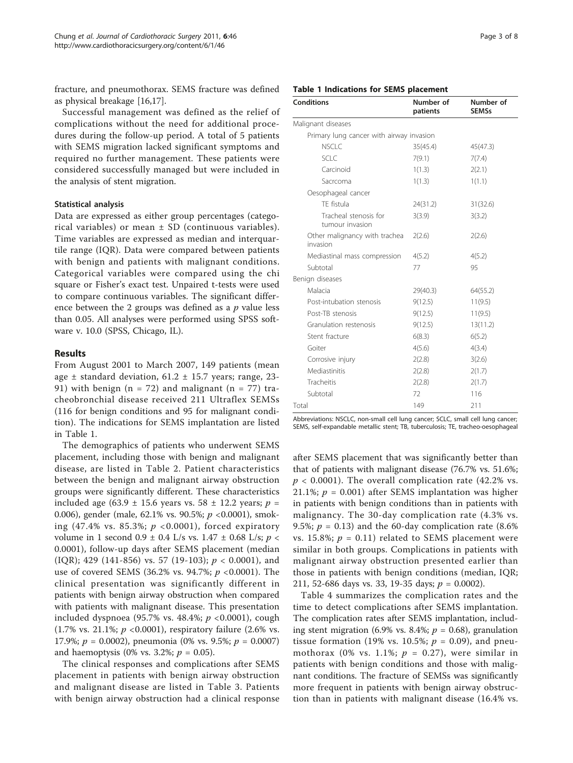fracture, and pneumothorax. SEMS fracture was defined as physical breakage [16,17].

Successful management was defined as the relief of complications without the need for additional procedures during the follow-up period. A total of 5 patients with SEMS migration lacked significant symptoms and required no further management. These patients were considered successfully managed but were included in the analysis of stent migration.

### Statistical analysis

Data are expressed as either group percentages (categorical variables) or mean ± SD (continuous variables). Time variables are expressed as median and interquartile range (IQR). Data were compared between patients with benign and patients with malignant conditions. Categorical variables were compared using the chi square or Fisher's exact test. Unpaired t-tests were used to compare continuous variables. The significant difference between the 2 groups was defined as a $p$ value less than 0.05. All analyses were performed using SPSS software v. 10.0 (SPSS, Chicago, IL).

## Results

From August 2001 to March 2007, 149 patients (mean age ± standard deviation, 61.2 ± 15.7 years; range, 23-91) with benign (n = 72) and malignant (n = 77) tracheobronchial disease received 211 Ultraflex SEMSs (116 for benign conditions and 95 for malignant condition). The indications for SEMS implantation are listed in Table 1.

The demographics of patients who underwent SEMS placement, including those with benign and malignant disease, are listed in Table 2. Patient characteristics between the benign and malignant airway obstruction groups were significantly different. These characteristics included age (63.9 ± 15.6 years vs. 58 ± 12.2 years; $p$ = 0.006), gender (male, 62.1% vs. 90.5%; $p$ <0.0001), smoking (47.4% vs. 85.3%; $p$ <0.0001), forced expiratory volume in 1 second 0.9 ± 0.4 L/s vs. 1.47 ± 0.68 L/s; $p$ < 0.0001), follow-up days after SEMS placement (median (IQR); 429 (141-856) vs. 57 (19-103); $p$ < 0.0001), and use of covered SEMS (36.2% vs. 94.7%; $p$ <0.0001). The clinical presentation was significantly different in patients with benign airway obstruction when compared with patients with malignant disease. This presentation included dyspnoea (95.7% vs. 48.4%; $p$ <0.0001), cough (1.7% vs. 21.1%; $p$ <0.0001), respiratory failure (2.6% vs. 17.9%; $p$ = 0.0002), pneumonia (0% vs. 9.5%; $p$ = 0.0007) and haemoptysis (0% vs. 3.2%; $p$ = 0.05).

The clinical responses and complications after SEMS placement in patients with benign airway obstruction and malignant disease are listed in Table 3. Patients with benign airway obstruction had a clinical response after SEMS placement that was significantly better than that of patients with malignant disease (76.7% vs. 51.6%; $p$ < 0.0001). The overall complication rate (42.2% vs. 21.1%; $p$ = 0.001) after SEMS implantation was higher in patients with benign conditions than in patients with malignancy. The 30-day complication rate (4.3% vs. 9.5%; $p$ = 0.13) and the 60-day complication rate (8.6% vs. 15.8%; $p$ = 0.11) related to SEMS placement were similar in both groups. Complications in patients with malignant airway obstruction presented earlier than those in patients with benign conditions (median, IQR; 211, 52-686 days vs. 33, 19-35 days; $p$ = 0.0002).

Table 4 summarizes the complication rates and the time to detect complications after SEMS implantation. The complication rates after SEMS implantation, including stent migration (6.9% vs. 8.4%; $p$ = 0.68), granulation tissue formation (19% vs. 10.5%; $p$ = 0.09), and pneumothorax (0% vs. 1.1%; $p$ = 0.27), were similar in patients with benign conditions and those with malignant conditions. The fracture of SEMSs was significantly more frequent in patients with benign airway obstruction than in patients with malignant disease (16.4% vs.

**Table 1 Indications for SEMS placement**

| Conditions | Number of patients | Number of SEMSs |
|---|---|---|
| Malignant diseases | | |
| Primary lung cancer with airway invasion | | |
| NSCLC | 35(45.4) | 45(47.3) |
| SCLC | 7(9.1) | 7(7.4) |
| Carcinoid | 1(1.3) | 2(2.1) |
| Sacrcoma | 1(1.3) | 1(1.1) |
| Oesophageal cancer | | |
| TE fistula | 24(31.2) | 31(32.6) |
| Tracheal stenosis for tumour invasion | 3(3.9) | 3(3.2) |
| Other malignancy with trachea invasion | 2(2.6) | 2(2.6) |
| Mediastinal mass compression | 4(5.2) | 4(5.2) |
| Subtotal | 77 | 95 |
| Benign diseases | | |
| Malacia | 29(40.3) | 64(55.2) |
| Post-intubation stenosis | 9(12.5) | 11(9.5) |
| Post-TB stenosis | 9(12.5) | 11(9.5) |
| Granulation restenosis | 9(12.5) | 13(11.2) |
| Stent fracture | 6(8.3) | 6(5.2) |
| Goiter | 4(5.6) | 4(3.4) |
| Corrosive injury | 2(2.8) | 3(2.6) |
| Mediastinitis | 2(2.8) | 2(1.7) |
| Tracheitis | 2(2.8) | 2(1.7) |
| Subtotal | 72 | 116 |
| Total | 149 | 211 |

Abbreviations: NSCLC, non-small cell lung cancer; SCLC, small cell lung cancer; SEMS, self-expandable metallic stent; TB, tuberculosis; TE, tracheo-oesophageal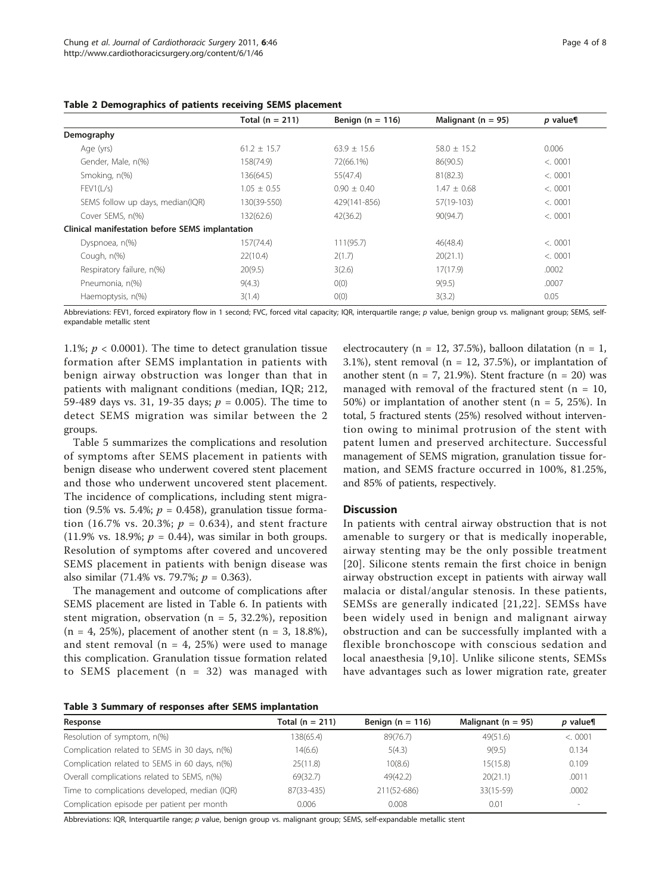**Table 2 Demographics of patients receiving SEMS placement**

| | Total (n = 211) | Benign (n = 116) | Malignant (n = 95) | *p* value¶ |
|---|---|---|---|---|
| **Demography** | | | | |
| Age (yrs) | 61.2 ± 15.7 | 63.9 ± 15.6 | 58.0 ± 15.2 | 0.006 |
| Gender, Male, n(%) | 158(74.9) | 72(66.1%) | 86(90.5) | <. 0001 |
| Smoking, n(%) | 136(64.5) | 55(47.4) | 81(82.3) | <. 0001 |
| FEV1(L/s) | 1.05 ± 0.55 | 0.90 ± 0.40 | 1.47 ± 0.68 | <. 0001 |
| SEMS follow up days, median(IQR) | 130(39-550) | 429(141-856) | 57(19-103) | <. 0001 |
| Cover SEMS, n(%) | 132(62.6) | 42(36.2) | 90(94.7) | <. 0001 |
| **Clinical manifestation before SEMS implantation** | | | | |
| Dyspnoea, n(%) | 157(74.4) | 111(95.7) | 46(48.4) | <. 0001 |
| Cough, n(%) | 22(10.4) | 2(1.7) | 20(21.1) | <. 0001 |
| Respiratory failure, n(%) | 20(9.5) | 3(2.6) | 17(17.9) | .0002 |
| Pneumonia, n(%) | 9(4.3) | 0(0) | 9(9.5) | .0007 |
| Haemoptysis, n(%) | 3(1.4) | 0(0) | 3(3.2) | 0.05 |

Abbreviations: FEV1, forced expiratory flow in 1 second; FVC, forced vital capacity; IQR, interquartile range; *p* value, benign group vs. malignant group; SEMS, self-expandable metallic stent

1.1%; $p < 0.0001$). The time to detect granulation tissue formation after SEMS implantation in patients with benign airway obstruction was longer than that in patients with malignant conditions (median, IQR; 212, 59-489 days vs. 31, 19-35 days; $p = 0.005$). The time to detect SEMS migration was similar between the 2 groups.

Table 5 summarizes the complications and resolution of symptoms after SEMS placement in patients with benign disease who underwent covered stent placement and those who underwent uncovered stent placement. The incidence of complications, including stent migration (9.5% vs. 5.4%; $p = 0.458$), granulation tissue formation (16.7% vs. 20.3%; $p = 0.634$), and stent fracture (11.9% vs. 18.9%; $p = 0.44$), was similar in both groups. Resolution of symptoms after covered and uncovered SEMS placement in patients with benign disease was also similar (71.4% vs. 79.7%; $p = 0.363$).

The management and outcome of complications after SEMS placement are listed in Table 6. In patients with stent migration, observation (n = 5, 32.2%), reposition (n = 4, 25%), placement of another stent (n = 3, 18.8%), and stent removal (n = 4, 25%) were used to manage this complication. Granulation tissue formation related to SEMS placement (n = 32) was managed with electrocautery (n = 12, 37.5%), balloon dilatation (n = 1, 3.1%), stent removal (n = 12, 37.5%), or implantation of another stent (n = 7, 21.9%). Stent fracture (n = 20) was managed with removal of the fractured stent (n = 10, 50%) or implantation of another stent (n = 5, 25%). In total, 5 fractured stents (25%) resolved without intervention owing to minimal protrusion of the stent with patent lumen and preserved architecture. Successful management of SEMS migration, granulation tissue formation, and SEMS fracture occurred in 100%, 81.25%, and 85% of patients, respectively.

## Discussion

In patients with central airway obstruction that is not amenable to surgery or that is medically inoperable, airway stenting may be the only possible treatment [20]. Silicone stents remain the first choice in benign airway obstruction except in patients with airway wall malacia or distal/angular stenosis. In these patients, SEMSs are generally indicated [21,22]. SEMSs have been widely used in benign and malignant airway obstruction and can be successfully implanted with a flexible bronchoscope with conscious sedation and local anaesthesia [9,10]. Unlike silicone stents, SEMSs have advantages such as lower migration rate, greater

**Table 3 Summary of responses after SEMS implantation**

| Response | Total (n = 211) | Benign (n = 116) | Malignant (n = 95) | *p* value¶ |
|---|---|---|---|---|
| Resolution of symptom, n(%) | 138(65.4) | 89(76.7) | 49(51.6) | <. 0001 |
| Complication related to SEMS in 30 days, n(%) | 14(6.6) | 5(4.3) | 9(9.5) | 0.134 |
| Complication related to SEMS in 60 days, n(%) | 25(11.8) | 10(8.6) | 15(15.8) | 0.109 |
| Overall complications related to SEMS, n(%) | 69(32.7) | 49(42.2) | 20(21.1) | .0011 |
| Time to complications developed, median (IQR) | 87(33-435) | 211(52-686) | 33(15-59) | .0002 |
| Complication episode per patient per month | 0.006 | 0.008 | 0.01 | - |

Abbreviations: IQR, Interquartile range; *p* value, benign group vs. malignant group; SEMS, self-expandable metallic stent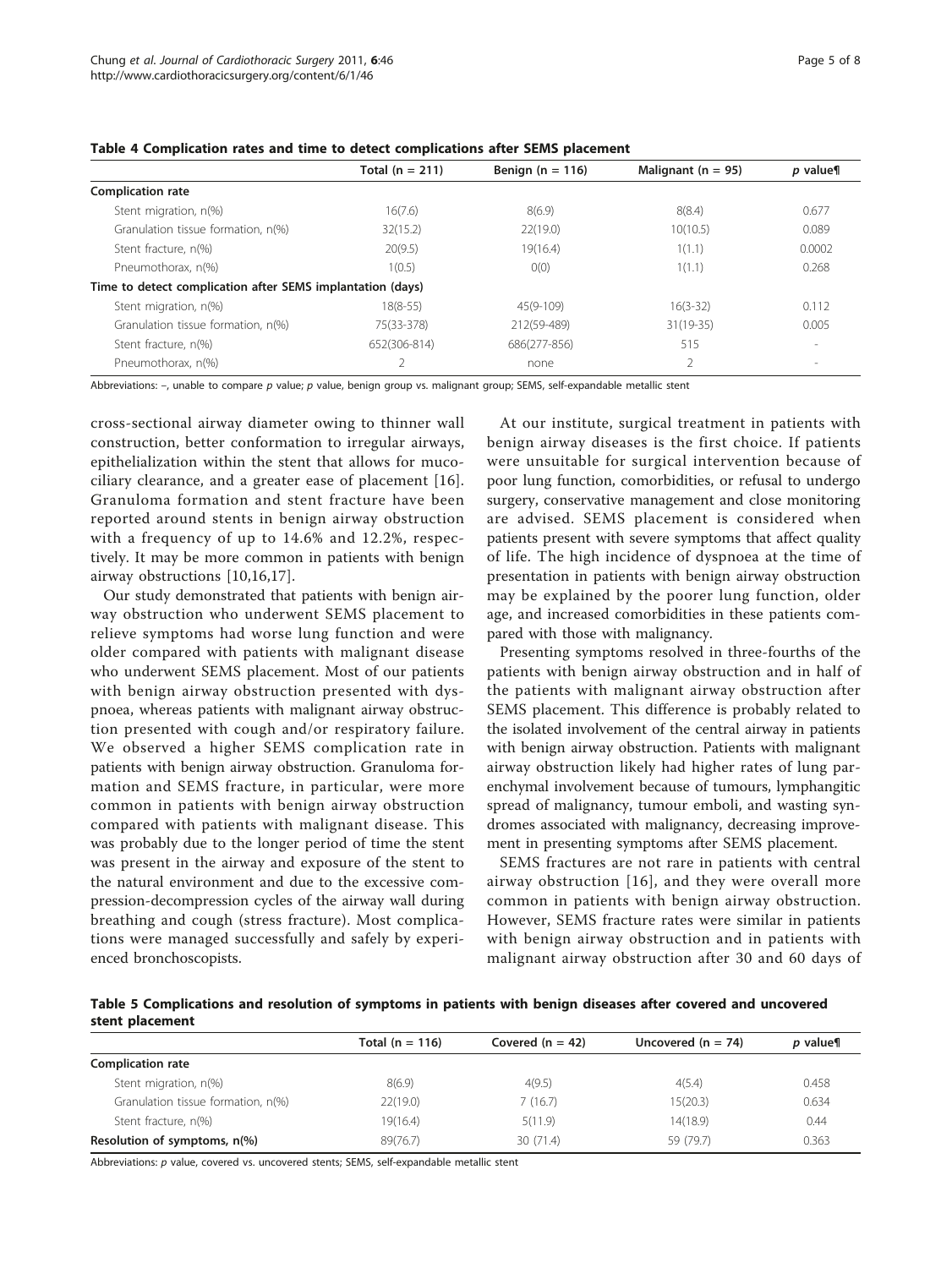**Table 4 Complication rates and time to detect complications after SEMS placement**

| | Total (n = 211) | Benign (n = 116) | Malignant (n = 95) | *p* value¶ |
|---|---|---|---|---|
| **Complication rate** | | | | |
| Stent migration, n(%) | 16(7.6) | 8(6.9) | 8(8.4) | 0.677 |
| Granulation tissue formation, n(%) | 32(15.2) | 22(19.0) | 10(10.5) | 0.089 |
| Stent fracture, n(%) | 20(9.5) | 19(16.4) | 1(1.1) | 0.0002 |
| Pneumothorax, n(%) | 1(0.5) | 0(0) | 1(1.1) | 0.268 |
| **Time to detect complication after SEMS implantation (days)** | | | | |
| Stent migration, n(%) | 18(8-55) | 45(9-109) | 16(3-32) | 0.112 |
| Granulation tissue formation, n(%) | 75(33-378) | 212(59-489) | 31(19-35) | 0.005 |
| Stent fracture, n(%) | 652(306-814) | 686(277-856) | 515 | - |
| Pneumothorax, n(%) | 2 | none | 2 | - |

Abbreviations: –, unable to compare *p* value; *p* value, benign group vs. malignant group; SEMS, self-expandable metallic stent

cross-sectional airway diameter owing to thinner wall construction, better conformation to irregular airways, epithelialization within the stent that allows for mucociliary clearance, and a greater ease of placement [16]. Granuloma formation and stent fracture have been reported around stents in benign airway obstruction with a frequency of up to 14.6% and 12.2%, respectively. It may be more common in patients with benign airway obstructions [10,16,17].

Our study demonstrated that patients with benign airway obstruction who underwent SEMS placement to relieve symptoms had worse lung function and were older compared with patients with malignant disease who underwent SEMS placement. Most of our patients with benign airway obstruction presented with dyspnoea, whereas patients with malignant airway obstruction presented with cough and/or respiratory failure. We observed a higher SEMS complication rate in patients with benign airway obstruction. Granuloma formation and SEMS fracture, in particular, were more common in patients with benign airway obstruction compared with patients with malignant disease. This was probably due to the longer period of time the stent was present in the airway and exposure of the stent to the natural environment and due to the excessive compression-decompression cycles of the airway wall during breathing and cough (stress fracture). Most complications were managed successfully and safely by experienced bronchoscopists.

At our institute, surgical treatment in patients with benign airway diseases is the first choice. If patients were unsuitable for surgical intervention because of poor lung function, comorbidities, or refusal to undergo surgery, conservative management and close monitoring are advised. SEMS placement is considered when patients present with severe symptoms that affect quality of life. The high incidence of dyspnoea at the time of presentation in patients with benign airway obstruction may be explained by the poorer lung function, older age, and increased comorbidities in these patients compared with those with malignancy.

Presenting symptoms resolved in three-fourths of the patients with benign airway obstruction and in half of the patients with malignant airway obstruction after SEMS placement. This difference is probably related to the isolated involvement of the central airway in patients with benign airway obstruction. Patients with malignant airway obstruction likely had higher rates of lung parenchymal involvement because of tumours, lymphangitic spread of malignancy, tumour emboli, and wasting syndromes associated with malignancy, decreasing improvement in presenting symptoms after SEMS placement.

SEMS fractures are not rare in patients with central airway obstruction [16], and they were overall more common in patients with benign airway obstruction. However, SEMS fracture rates were similar in patients with benign airway obstruction and in patients with malignant airway obstruction after 30 and 60 days of

**Table 5 Complications and resolution of symptoms in patients with benign diseases after covered and uncovered stent placement**

| | Total (n = 116) | Covered (n = 42) | Uncovered (n = 74) | *p* value¶ |
|---|---|---|---|---|
| **Complication rate** | | | | |
| Stent migration, n(%) | 8(6.9) | 4(9.5) | 4(5.4) | 0.458 |
| Granulation tissue formation, n(%) | 22(19.0) | 7 (16.7) | 15(20.3) | 0.634 |
| Stent fracture, n(%) | 19(16.4) | 5(11.9) | 14(18.9) | 0.44 |
| **Resolution of symptoms, n(%)** | 89(76.7) | 30 (71.4) | 59 (79.7) | 0.363 |

Abbreviations: *p* value, covered vs. uncovered stents; SEMS, self-expandable metallic stent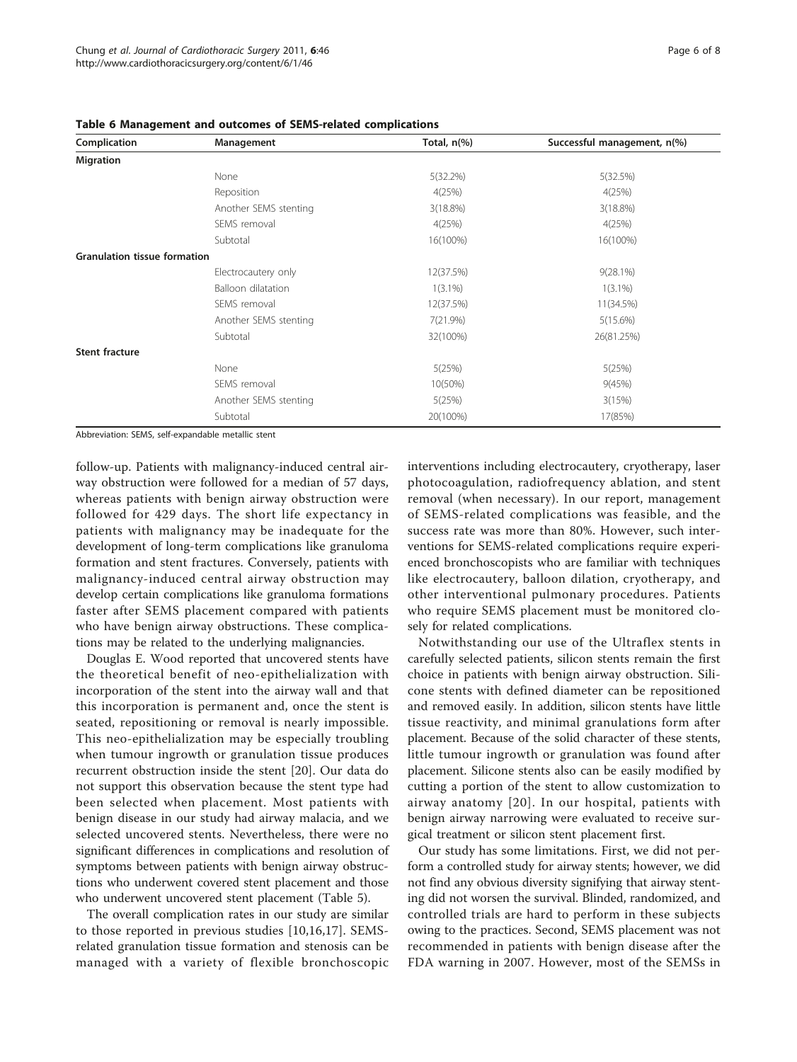**Table 6 Management and outcomes of SEMS-related complications**

| Complication | Management | Total, n(%) | Successful management, n(%) |
|---|---|---|---|
| **Migration** | | | |
| | None | 5(32.2%) | 5(32.5%) |
| | Reposition | 4(25%) | 4(25%) |
| | Another SEMS stenting | 3(18.8%) | 3(18.8%) |
| | SEMS removal | 4(25%) | 4(25%) |
| | Subtotal | 16(100%) | 16(100%) |
| **Granulation tissue formation** | | | |
| | Electrocautery only | 12(37.5%) | 9(28.1%) |
| | Balloon dilatation | 1(3.1%) | 1(3.1%) |
| | SEMS removal | 12(37.5%) | 11(34.5%) |
| | Another SEMS stenting | 7(21.9%) | 5(15.6%) |
| | Subtotal | 32(100%) | 26(81.25%) |
| **Stent fracture** | | | |
| | None | 5(25%) | 5(25%) |
| | SEMS removal | 10(50%) | 9(45%) |
| | Another SEMS stenting | 5(25%) | 3(15%) |
| | Subtotal | 20(100%) | 17(85%) |

Abbreviation: SEMS, self-expandable metallic stent

follow-up. Patients with malignancy-induced central airway obstruction were followed for a median of 57 days, whereas patients with benign airway obstruction were followed for 429 days. The short life expectancy in patients with malignancy may be inadequate for the development of long-term complications like granuloma formation and stent fractures. Conversely, patients with malignancy-induced central airway obstruction may develop certain complications like granuloma formations faster after SEMS placement compared with patients who have benign airway obstructions. These complications may be related to the underlying malignancies.

Douglas E. Wood reported that uncovered stents have the theoretical benefit of neo-epithelialization with incorporation of the stent into the airway wall and that this incorporation is permanent and, once the stent is seated, repositioning or removal is nearly impossible. This neo-epithelialization may be especially troubling when tumour ingrowth or granulation tissue produces recurrent obstruction inside the stent [20]. Our data do not support this observation because the stent type had been selected when placement. Most patients with benign disease in our study had airway malacia, and we selected uncovered stents. Nevertheless, there were no significant differences in complications and resolution of symptoms between patients with benign airway obstructions who underwent covered stent placement and those who underwent uncovered stent placement (Table 5).

The overall complication rates in our study are similar to those reported in previous studies [10,16,17]. SEMS-related granulation tissue formation and stenosis can be managed with a variety of flexible bronchoscopic interventions including electrocautery, cryotherapy, laser photocoagulation, radiofrequency ablation, and stent removal (when necessary). In our report, management of SEMS-related complications was feasible, and the success rate was more than 80%. However, such interventions for SEMS-related complications require experienced bronchoscopists who are familiar with techniques like electrocautery, balloon dilation, cryotherapy, and other interventional pulmonary procedures. Patients who require SEMS placement must be monitored closely for related complications.

Notwithstanding our use of the Ultraflex stents in carefully selected patients, silicon stents remain the first choice in patients with benign airway obstruction. Silicone stents with defined diameter can be repositioned and removed easily. In addition, silicon stents have little tissue reactivity, and minimal granulations form after placement. Because of the solid character of these stents, little tumour ingrowth or granulation was found after placement. Silicone stents also can be easily modified by cutting a portion of the stent to allow customization to airway anatomy [20]. In our hospital, patients with benign airway narrowing were evaluated to receive surgical treatment or silicon stent placement first.

Our study has some limitations. First, we did not perform a controlled study for airway stents; however, we did not find any obvious diversity signifying that airway stenting did not worsen the survival. Blinded, randomized, and controlled trials are hard to perform in these subjects owing to the practices. Second, SEMS placement was not recommended in patients with benign disease after the FDA warning in 2007. However, most of the SEMSs in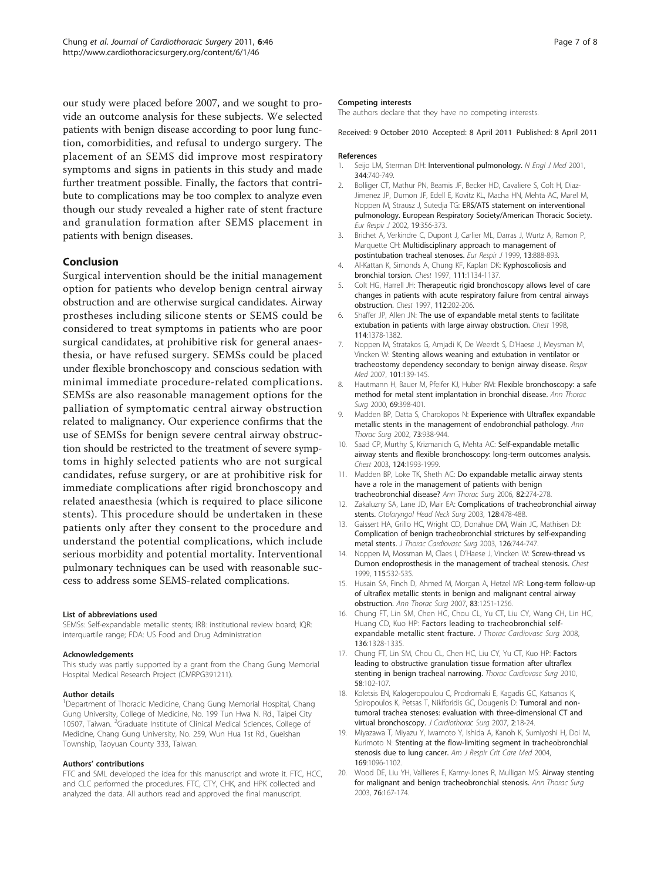our study were placed before 2007, and we sought to provide an outcome analysis for these subjects. We selected patients with benign disease according to poor lung function, comorbidities, and refusal to undergo surgery. The placement of an SEMS did improve most respiratory symptoms and signs in patients in this study and made further treatment possible. Finally, the factors that contribute to complications may be too complex to analyze even though our study revealed a higher rate of stent fracture and granulation formation after SEMS placement in patients with benign diseases.

## Conclusion

Surgical intervention should be the initial management option for patients who develop benign central airway obstruction and are otherwise surgical candidates. Airway prostheses including silicone stents or SEMS could be considered to treat symptoms in patients who are poor surgical candidates, at prohibitive risk for general anaesthesia, or have refused surgery. SEMSs could be placed under flexible bronchoscopy and conscious sedation with minimal immediate procedure-related complications. SEMSs are also reasonable management options for the palliation of symptomatic central airway obstruction related to malignancy. Our experience confirms that the use of SEMSs for benign severe central airway obstruction should be restricted to the treatment of severe symptoms in highly selected patients who are not surgical candidates, refuse surgery, or are at prohibitive risk for immediate complications after rigid bronchoscopy and related anaesthesia (which is required to place silicone stents). This procedure should be undertaken in these patients only after they consent to the procedure and understand the potential complications, which include serious morbidity and potential mortality. Interventional pulmonary techniques can be used with reasonable success to address some SEMS-related complications.

#### List of abbreviations used

SEMSs: Self-expandable metallic stents; IRB: institutional review board; IQR: interquartile range; FDA: US Food and Drug Administration

#### Acknowledgements

This study was partly supported by a grant from the Chang Gung Memorial Hospital Medical Research Project (CMRPG391211).

#### Author details

[1]Department of Thoracic Medicine, Chang Gung Memorial Hospital, Chang Gung University, College of Medicine, No. 199 Tun Hwa N. Rd., Taipei City 10507, Taiwan. [2]Graduate Institute of Clinical Medical Sciences, College of Medicine, Chang Gung University, No. 259, Wun Hua 1st Rd., Gueishan Township, Taoyuan County 333, Taiwan.

#### Authors' contributions

FTC and SML developed the idea for this manuscript and wrote it. FTC, HCC, and CLC performed the procedures. FTC, CTY, CHK, and HPK collected and analyzed the data. All authors read and approved the final manuscript.

#### Competing interests

The authors declare that they have no competing interests.

Received: 9 October 2010 Accepted: 8 April 2011 Published: 8 April 2011

#### References

1. Seijo LM, Sterman DH: **Interventional pulmonology.** *N Engl J Med* 2001, **344**:740-749.
2. Bolliger CT, Mathur PN, Beamis JF, Becker HD, Cavaliere S, Colt H, Diaz-Jimenez JP, Dumon JF, Edell E, Kovitz KL, Macha HN, Mehta AC, Marel M, Noppen M, Strausz J, Sutedja TG: **ERS/ATS statement on interventional pulmonology. European Respiratory Society/American Thoracic Society.** *Eur Respir J* 2002, **19**:356-373.
3. Brichet A, Verkindre C, Dupont J, Carlier ML, Darras J, Wurtz A, Ramon P, Marquette CH: **Multidisciplinary approach to management of postintubation tracheal stenoses.** *Eur Respir J* 1999, **13**:888-893.
4. Al-Kattan K, Simonds A, Chung KF, Kaplan DK: **Kyphoscoliosis and bronchial torsion.** *Chest* 1997, **111**:1134-1137.
5. Colt HG, Harrell JH: **Therapeutic rigid bronchoscopy allows level of care changes in patients with acute respiratory failure from central airways obstruction.** *Chest* 1997, **112**:202-206.
6. Shaffer JP, Allen JN: **The use of expandable metal stents to facilitate extubation in patients with large airway obstruction.** *Chest* 1998, **114**:1378-1382.
7. Noppen M, Stratakos G, Amjadi K, De Weerdt S, D'Haese J, Meysman M, Vincken W: **Stenting allows weaning and extubation in ventilator or tracheostomy dependency secondary to benign airway disease.** *Respir Med* 2007, **101**:139-145.
8. Hautmann H, Bauer M, Pfeifer KJ, Huber RM: **Flexible bronchoscopy: a safe method for metal stent implantation in bronchial disease.** *Ann Thorac Surg* 2000, **69**:398-401.
9. Madden BP, Datta S, Charokopos N: **Experience with Ultraflex expandable metallic stents in the management of endobronchial pathology.** *Ann Thorac Surg* 2002, **73**:938-944.
10. Saad CP, Murthy S, Krizmanich G, Mehta AC: **Self-expandable metallic airway stents and flexible bronchoscopy: long-term outcomes analysis.** *Chest* 2003, **124**:1993-1999.
11. Madden BP, Loke TK, Sheth AC: **Do expandable metallic airway stents have a role in the management of patients with benign tracheobronchial disease?** *Ann Thorac Surg* 2006, **82**:274-278.
12. Zakaluzny SA, Lane JD, Mair EA: **Complications of tracheobronchial airway stents.** *Otolaryngol Head Neck Surg* 2003, **128**:478-488.
13. Gaissert HA, Grillo HC, Wright CD, Donahue DM, Wain JC, Mathisen DJ: **Complication of benign tracheobronchial strictures by self-expanding metal stents.** *J Thorac Cardiovasc Surg* 2003, **126**:744-747.
14. Noppen M, Mossman M, Claes I, D'Haese J, Vincken W: **Screw-thread vs Dumon endoprosthesis in the management of tracheal stenosis.** *Chest* 1999, **115**:532-535.
15. Husain SA, Finch D, Ahmed M, Morgan A, Hetzel MR: **Long-term follow-up of ultraflex metallic stents in benign and malignant central airway obstruction.** *Ann Thorac Surg* 2007, **83**:1251-1256.
16. Chung FT, Lin SM, Chen HC, Chou CL, Yu CT, Liu CY, Wang CH, Lin HC, Huang CD, Kuo HP: **Factors leading to tracheobronchial self-expandable metallic stent fracture.** *J Thorac Cardiovasc Surg* 2008, **136**:1328-1335.
17. Chung FT, Lin SM, Chou CL, Chen HC, Liu CY, Yu CT, Kuo HP: **Factors leading to obstructive granulation tissue formation after ultraflex stenting in benign tracheal narrowing.** *Thorac Cardiovasc Surg* 2010, **58**:102-107.
18. Koletsis EN, Kalogeropoulou C, Prodromaki E, Kagadis GC, Katsanos K, Spiropoulos K, Petsas T, Nikiforidis GC, Dougenis D: **Tumoral and non-tumoral trachea stenoses: evaluation with three-dimensional CT and virtual bronchoscopy.** *J Cardiothorac Surg* 2007, **2**:18-24.
19. Miyazawa T, Miyazu Y, Iwamoto Y, Ishida A, Kanoh K, Sumiyoshi H, Doi M, Kurimoto N: **Stenting at the flow-limiting segment in tracheobronchial stenosis due to lung cancer.** *Am J Respir Crit Care Med* 2004, **169**:1096-1102.
20. Wood DE, Liu YH, Vallieres E, Karmy-Jones R, Mulligan MS: **Airway stenting for malignant and benign tracheobronchial stenosis.** *Ann Thorac Surg* 2003, **76**:167-174.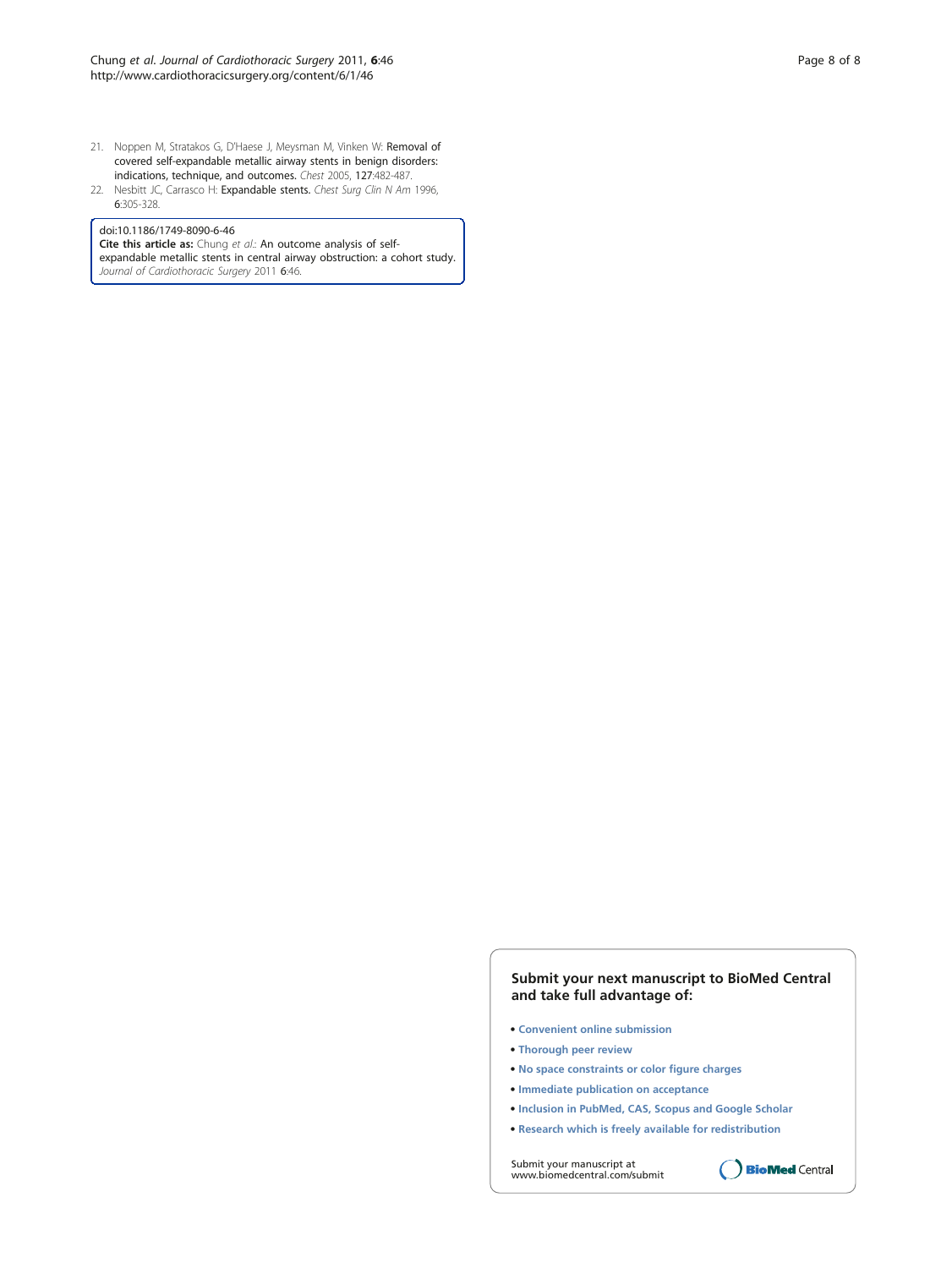21. Noppen M, Stratakos G, D'Haese J, Meysman M, Vinken W: **Removal of covered self-expandable metallic airway stents in benign disorders: indications, technique, and outcomes.** *Chest* 2005, **127**:482-487.
22. Nesbitt JC, Carrasco H: **Expandable stents.** *Chest Surg Clin N Am* 1996, **6**:305-328.

doi:10.1186/1749-8090-6-46
**Cite this article as:** Chung *et al.*: An outcome analysis of self-expandable metallic stents in central airway obstruction: a cohort study. *Journal of Cardiothoracic Surgery* 2011 **6**:46.

**Submit your next manuscript to BioMed Central and take full advantage of:**

- **Convenient online submission**
- **Thorough peer review**
- **No space constraints or color figure charges**
- **Immediate publication on acceptance**
- **Inclusion in PubMed, CAS, Scopus and Google Scholar**
- **Research which is freely available for redistribution**

Submit your manuscript at
www.biomedcentral.com/submit

BioMed Central